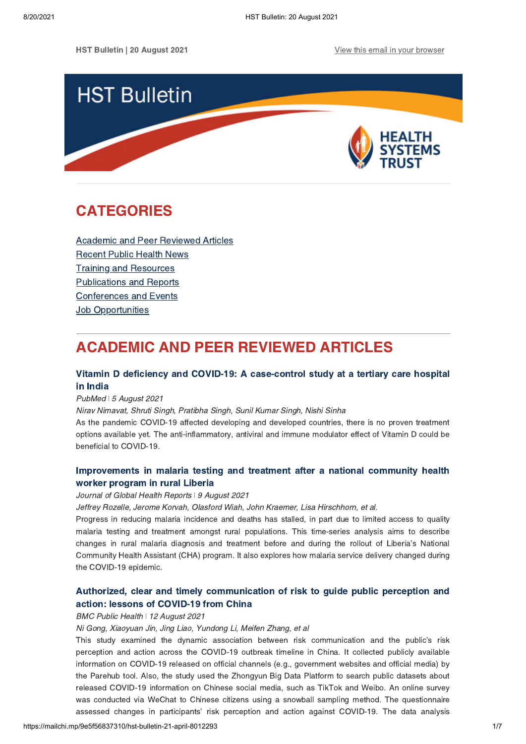HST Bulletin | 20 August 2021 View this email in your browser

# HST Bulletin

HEALTH SYSTEMS TRUST

## CATEGORIES

- Academic and Peer Reviewed Articles
- Recent Public Health News
- Training and Resources
- Publications and Reports
- Conferences and Events
- Job Opportunities

## ACADEMIC AND PEER REVIEWED ARTICLES

### Vitamin D deficiency and COVID-19: A case-control study at a tertiary care hospital in India

*PubMed | 5 August 2021*

*Nirav Nimavat, Shruti Singh, Pratibha Singh, Sunil Kumar Singh, Nishi Sinha*

As the pandemic COVID-19 affected developing and developed countries, there is no proven treatment options available yet. The anti-inflammatory, antiviral and immune modulator effect of Vitamin D could be beneficial to COVID-19.

### Improvements in malaria testing and treatment after a national community health worker program in rural Liberia

*Journal of Global Health Reports | 9 August 2021*

*Jeffrey Rozelle, Jerome Korvah, Olasford Wiah, John Kraemer, Lisa Hirschhorn, et al.*

Progress in reducing malaria incidence and deaths has stalled, in part due to limited access to quality malaria testing and treatment amongst rural populations. This time-series analysis aims to describe changes in rural malaria diagnosis and treatment before and during the rollout of Liberia's National Community Health Assistant (CHA) program. It also explores how malaria service delivery changed during the COVID-19 epidemic.

### Authorized, clear and timely communication of risk to guide public perception and action: lessons of COVID-19 from China

*BMC Public Health | 12 August 2021*

*Ni Gong, Xiaoyuan Jin, Jing Liao, Yundong Li, Meifen Zhang, et al*

This study examined the dynamic association between risk communication and the public's risk perception and action across the COVID-19 outbreak timeline in China. It collected publicly available information on COVID-19 released on official channels (e.g., government websites and official media) by the Parehub tool. Also, the study used the Zhongyun Big Data Platform to search public datasets about released COVID-19 information on Chinese social media, such as TikTok and Weibo. An online survey was conducted via WeChat to Chinese citizens using a snowball sampling method. The questionnaire assessed changes in participants' risk perception and action against COVID-19. The data analysis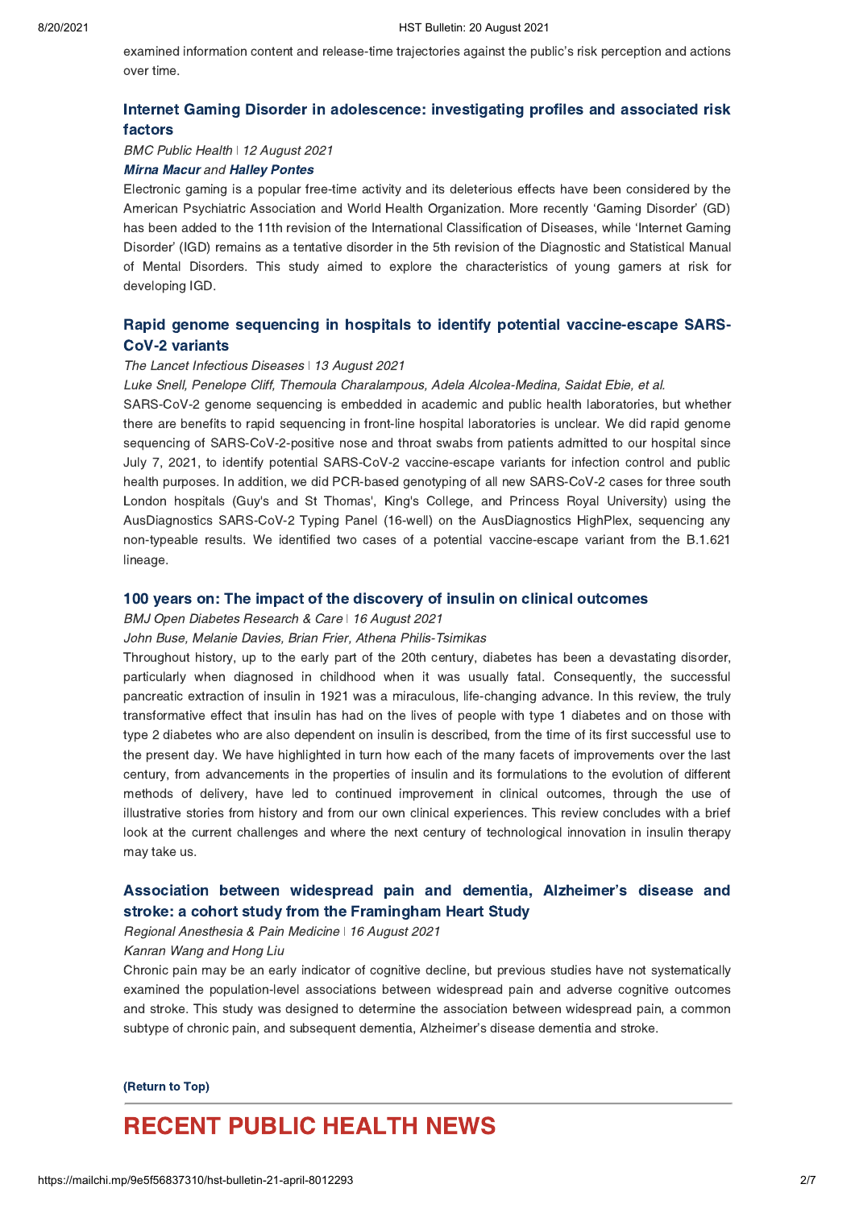examined information content and release-time trajectories against the public's risk perception and actions over time.

### Internet Gaming Disorder in adolescence: investigating profiles and associated risk factors

*BMC Public Health* | *12 August 2021*

***Mirna Macur*** *and* ***Halley Pontes***

Electronic gaming is a popular free-time activity and its deleterious effects have been considered by the American Psychiatric Association and World Health Organization. More recently 'Gaming Disorder' (GD) has been added to the 11th revision of the International Classification of Diseases, while 'Internet Gaming Disorder' (IGD) remains as a tentative disorder in the 5th revision of the Diagnostic and Statistical Manual of Mental Disorders. This study aimed to explore the characteristics of young gamers at risk for developing IGD.

### Rapid genome sequencing in hospitals to identify potential vaccine-escape SARS-CoV-2 variants

*The Lancet Infectious Diseases* | *13 August 2021*

*Luke Snell, Penelope Cliff, Themoula Charalampous, Adela Alcolea-Medina, Saidat Ebie, et al.*

SARS-CoV-2 genome sequencing is embedded in academic and public health laboratories, but whether there are benefits to rapid sequencing in front-line hospital laboratories is unclear. We did rapid genome sequencing of SARS-CoV-2-positive nose and throat swabs from patients admitted to our hospital since July 7, 2021, to identify potential SARS-CoV-2 vaccine-escape variants for infection control and public health purposes. In addition, we did PCR-based genotyping of all new SARS-CoV-2 cases for three south London hospitals (Guy's and St Thomas', King's College, and Princess Royal University) using the AusDiagnostics SARS-CoV-2 Typing Panel (16-well) on the AusDiagnostics HighPlex, sequencing any non-typeable results. We identified two cases of a potential vaccine-escape variant from the B.1.621 lineage.

### 100 years on: The impact of the discovery of insulin on clinical outcomes

*BMJ Open Diabetes Research & Care* | *16 August 2021*

*John Buse, Melanie Davies, Brian Frier, Athena Philis-Tsimikas*

Throughout history, up to the early part of the 20th century, diabetes has been a devastating disorder, particularly when diagnosed in childhood when it was usually fatal. Consequently, the successful pancreatic extraction of insulin in 1921 was a miraculous, life-changing advance. In this review, the truly transformative effect that insulin has had on the lives of people with type 1 diabetes and on those with type 2 diabetes who are also dependent on insulin is described, from the time of its first successful use to the present day. We have highlighted in turn how each of the many facets of improvements over the last century, from advancements in the properties of insulin and its formulations to the evolution of different methods of delivery, have led to continued improvement in clinical outcomes, through the use of illustrative stories from history and from our own clinical experiences. This review concludes with a brief look at the current challenges and where the next century of technological innovation in insulin therapy may take us.

### Association between widespread pain and dementia, Alzheimer's disease and stroke: a cohort study from the Framingham Heart Study

*Regional Anesthesia & Pain Medicine* | *16 August 2021*

*Kanran Wang and Hong Liu*

Chronic pain may be an early indicator of cognitive decline, but previous studies have not systematically examined the population-level associations between widespread pain and adverse cognitive outcomes and stroke. This study was designed to determine the association between widespread pain, a common subtype of chronic pain, and subsequent dementia, Alzheimer's disease dementia and stroke.

**(Return to Top)**

## RECENT PUBLIC HEALTH NEWS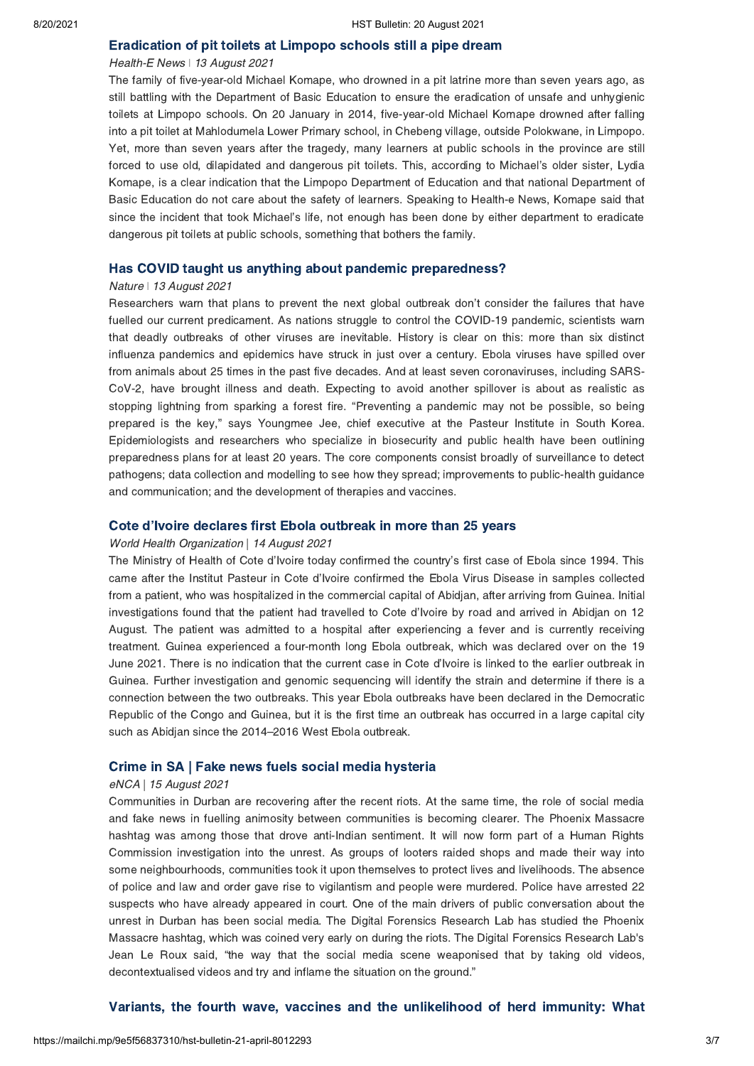### Eradication of pit toilets at Limpopo schools still a pipe dream

*Health-E News | 13 August 2021*

The family of five-year-old Michael Komape, who drowned in a pit latrine more than seven years ago, as still battling with the Department of Basic Education to ensure the eradication of unsafe and unhygienic toilets at Limpopo schools. On 20 January in 2014, five-year-old Michael Komape drowned after falling into a pit toilet at Mahlodumela Lower Primary school, in Chebeng village, outside Polokwane, in Limpopo. Yet, more than seven years after the tragedy, many learners at public schools in the province are still forced to use old, dilapidated and dangerous pit toilets. This, according to Michael's older sister, Lydia Komape, is a clear indication that the Limpopo Department of Education and that national Department of Basic Education do not care about the safety of learners. Speaking to Health-e News, Komape said that since the incident that took Michael's life, not enough has been done by either department to eradicate dangerous pit toilets at public schools, something that bothers the family.

### Has COVID taught us anything about pandemic preparedness?

*Nature | 13 August 2021*

Researchers warn that plans to prevent the next global outbreak don't consider the failures that have fuelled our current predicament. As nations struggle to control the COVID-19 pandemic, scientists warn that deadly outbreaks of other viruses are inevitable. History is clear on this: more than six distinct influenza pandemics and epidemics have struck in just over a century. Ebola viruses have spilled over from animals about 25 times in the past five decades. And at least seven coronaviruses, including SARS-CoV-2, have brought illness and death. Expecting to avoid another spillover is about as realistic as stopping lightning from sparking a forest fire. "Preventing a pandemic may not be possible, so being prepared is the key," says Youngmee Jee, chief executive at the Pasteur Institute in South Korea. Epidemiologists and researchers who specialize in biosecurity and public health have been outlining preparedness plans for at least 20 years. The core components consist broadly of surveillance to detect pathogens; data collection and modelling to see how they spread; improvements to public-health guidance and communication; and the development of therapies and vaccines.

### Cote d'Ivoire declares first Ebola outbreak in more than 25 years

*World Health Organization | 14 August 2021*

The Ministry of Health of Cote d'Ivoire today confirmed the country's first case of Ebola since 1994. This came after the Institut Pasteur in Cote d'Ivoire confirmed the Ebola Virus Disease in samples collected from a patient, who was hospitalized in the commercial capital of Abidjan, after arriving from Guinea. Initial investigations found that the patient had travelled to Cote d'Ivoire by road and arrived in Abidjan on 12 August. The patient was admitted to a hospital after experiencing a fever and is currently receiving treatment. Guinea experienced a four-month long Ebola outbreak, which was declared over on the 19 June 2021. There is no indication that the current case in Cote d'Ivoire is linked to the earlier outbreak in Guinea. Further investigation and genomic sequencing will identify the strain and determine if there is a connection between the two outbreaks. This year Ebola outbreaks have been declared in the Democratic Republic of the Congo and Guinea, but it is the first time an outbreak has occurred in a large capital city such as Abidjan since the 2014–2016 West Ebola outbreak.

### Crime in SA | Fake news fuels social media hysteria

*eNCA | 15 August 2021*

Communities in Durban are recovering after the recent riots. At the same time, the role of social media and fake news in fuelling animosity between communities is becoming clearer. The Phoenix Massacre hashtag was among those that drove anti-Indian sentiment. It will now form part of a Human Rights Commission investigation into the unrest. As groups of looters raided shops and made their way into some neighbourhoods, communities took it upon themselves to protect lives and livelihoods. The absence of police and law and order gave rise to vigilantism and people were murdered. Police have arrested 22 suspects who have already appeared in court. One of the main drivers of public conversation about the unrest in Durban has been social media. The Digital Forensics Research Lab has studied the Phoenix Massacre hashtag, which was coined very early on during the riots. The Digital Forensics Research Lab's Jean Le Roux said, "the way that the social media scene weaponised that by taking old videos, decontextualised videos and try and inflame the situation on the ground."

### Variants, the fourth wave, vaccines and the unlikelihood of herd immunity: What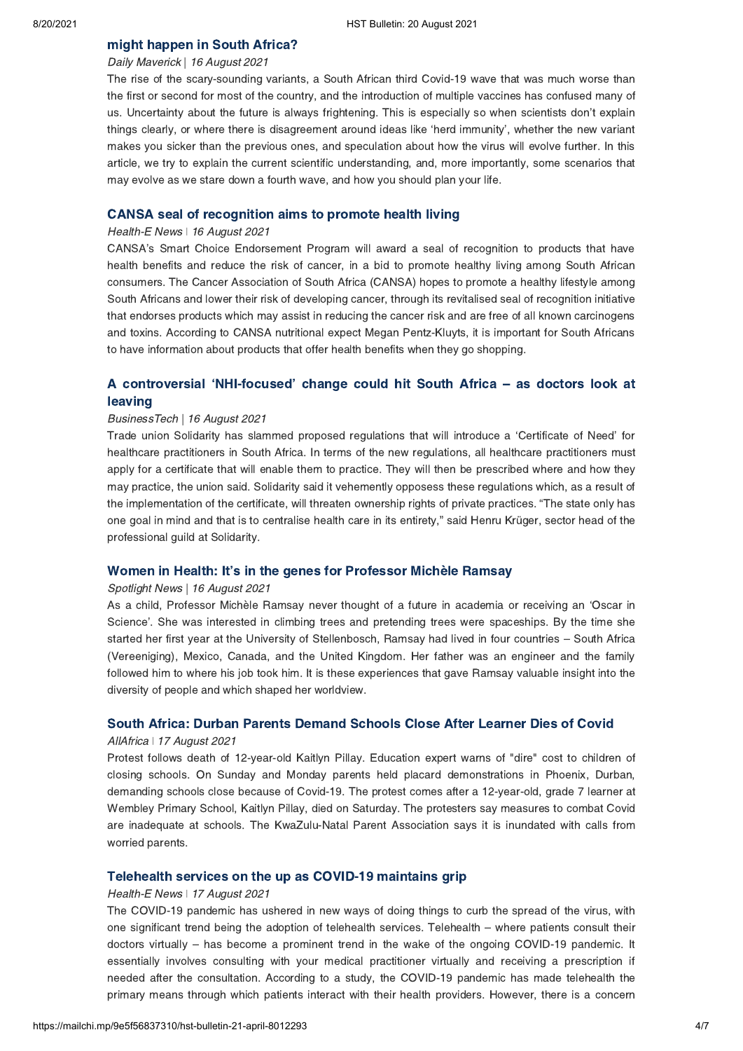### might happen in South Africa?

*Daily Maverick | 16 August 2021*

The rise of the scary-sounding variants, a South African third Covid-19 wave that was much worse than the first or second for most of the country, and the introduction of multiple vaccines has confused many of us. Uncertainty about the future is always frightening. This is especially so when scientists don't explain things clearly, or where there is disagreement around ideas like 'herd immunity', whether the new variant makes you sicker than the previous ones, and speculation about how the virus will evolve further. In this article, we try to explain the current scientific understanding, and, more importantly, some scenarios that may evolve as we stare down a fourth wave, and how you should plan your life.

### CANSA seal of recognition aims to promote health living

*Health-E News | 16 August 2021*

CANSA's Smart Choice Endorsement Program will award a seal of recognition to products that have health benefits and reduce the risk of cancer, in a bid to promote healthy living among South African consumers. The Cancer Association of South Africa (CANSA) hopes to promote a healthy lifestyle among South Africans and lower their risk of developing cancer, through its revitalised seal of recognition initiative that endorses products which may assist in reducing the cancer risk and are free of all known carcinogens and toxins. According to CANSA nutritional expect Megan Pentz-Kluyts, it is important for South Africans to have information about products that offer health benefits when they go shopping.

### A controversial 'NHI-focused' change could hit South Africa – as doctors look at leaving

*BusinessTech | 16 August 2021*

Trade union Solidarity has slammed proposed regulations that will introduce a 'Certificate of Need' for healthcare practitioners in South Africa. In terms of the new regulations, all healthcare practitioners must apply for a certificate that will enable them to practice. They will then be prescribed where and how they may practice, the union said. Solidarity said it vehemently opposess these regulations which, as a result of the implementation of the certificate, will threaten ownership rights of private practices. "The state only has one goal in mind and that is to centralise health care in its entirety," said Henru Krüger, sector head of the professional guild at Solidarity.

### Women in Health: It's in the genes for Professor Michèle Ramsay

*Spotlight News | 16 August 2021*

As a child, Professor Michèle Ramsay never thought of a future in academia or receiving an 'Oscar in Science'. She was interested in climbing trees and pretending trees were spaceships. By the time she started her first year at the University of Stellenbosch, Ramsay had lived in four countries – South Africa (Vereeniging), Mexico, Canada, and the United Kingdom. Her father was an engineer and the family followed him to where his job took him. It is these experiences that gave Ramsay valuable insight into the diversity of people and which shaped her worldview.

### South Africa: Durban Parents Demand Schools Close After Learner Dies of Covid

*AllAfrica | 17 August 2021*

Protest follows death of 12-year-old Kaitlyn Pillay. Education expert warns of "dire" cost to children of closing schools. On Sunday and Monday parents held placard demonstrations in Phoenix, Durban, demanding schools close because of Covid-19. The protest comes after a 12-year-old, grade 7 learner at Wembley Primary School, Kaitlyn Pillay, died on Saturday. The protesters say measures to combat Covid are inadequate at schools. The KwaZulu-Natal Parent Association says it is inundated with calls from worried parents.

### Telehealth services on the up as COVID-19 maintains grip

*Health-E News | 17 August 2021*

The COVID-19 pandemic has ushered in new ways of doing things to curb the spread of the virus, with one significant trend being the adoption of telehealth services. Telehealth – where patients consult their doctors virtually – has become a prominent trend in the wake of the ongoing COVID-19 pandemic. It essentially involves consulting with your medical practitioner virtually and receiving a prescription if needed after the consultation. According to a study, the COVID-19 pandemic has made telehealth the primary means through which patients interact with their health providers. However, there is a concern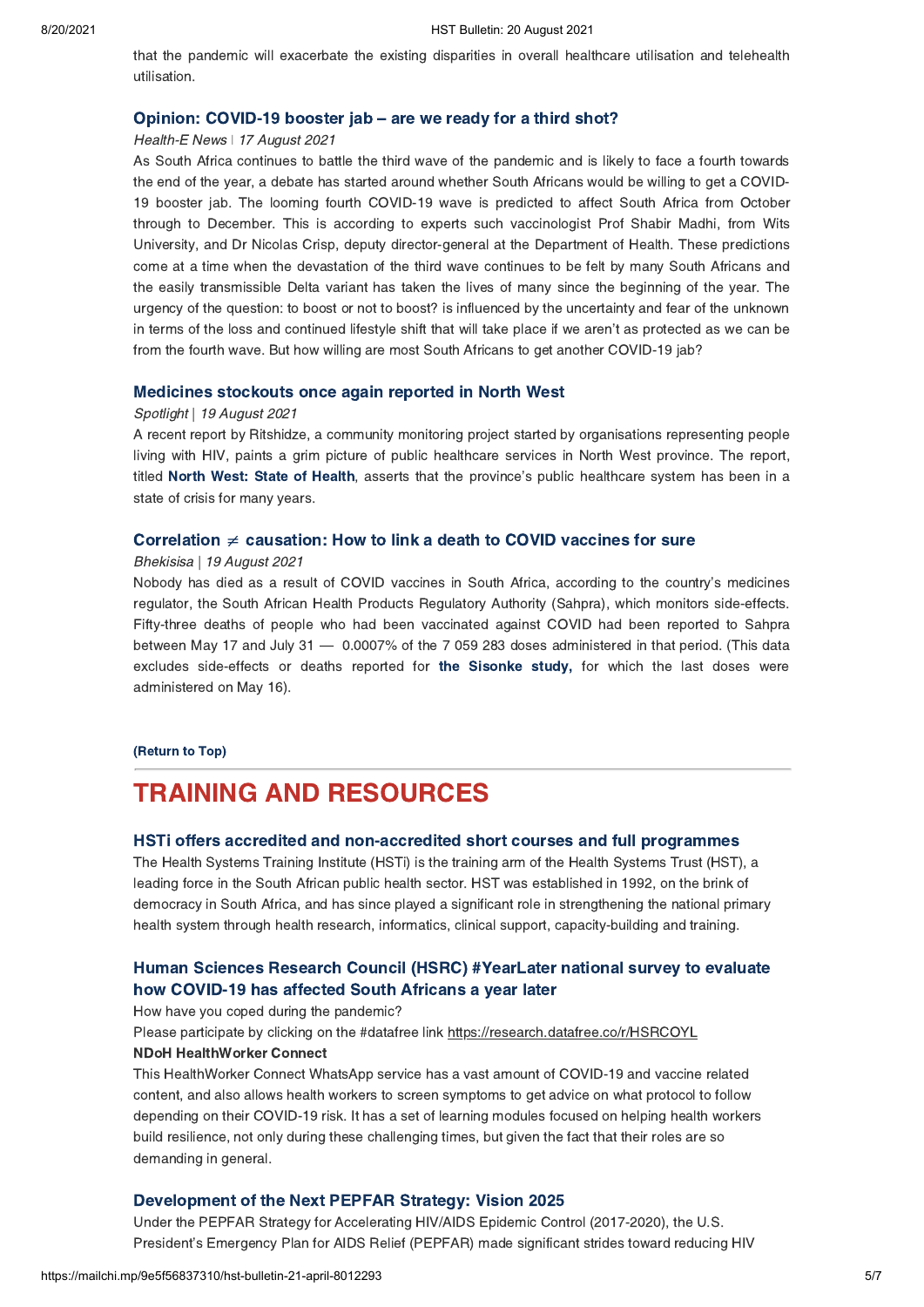that the pandemic will exacerbate the existing disparities in overall healthcare utilisation and telehealth utilisation.

### Opinion: COVID-19 booster jab – are we ready for a third shot?

*Health-E News | 17 August 2021*

As South Africa continues to battle the third wave of the pandemic and is likely to face a fourth towards the end of the year, a debate has started around whether South Africans would be willing to get a COVID-19 booster jab. The looming fourth COVID-19 wave is predicted to affect South Africa from October through to December. This is according to experts such vaccinologist Prof Shabir Madhi, from Wits University, and Dr Nicolas Crisp, deputy director-general at the Department of Health. These predictions come at a time when the devastation of the third wave continues to be felt by many South Africans and the easily transmissible Delta variant has taken the lives of many since the beginning of the year. The urgency of the question: to boost or not to boost? is influenced by the uncertainty and fear of the unknown in terms of the loss and continued lifestyle shift that will take place if we aren't as protected as we can be from the fourth wave. But how willing are most South Africans to get another COVID-19 jab?

### Medicines stockouts once again reported in North West

*Spotlight | 19 August 2021*

A recent report by Ritshidze, a community monitoring project started by organisations representing people living with HIV, paints a grim picture of public healthcare services in North West province. The report, titled **North West: State of Health**, asserts that the province's public healthcare system has been in a state of crisis for many years.

### Correlation ≠ causation: How to link a death to COVID vaccines for sure

*Bhekisisa | 19 August 2021*

Nobody has died as a result of COVID vaccines in South Africa, according to the country's medicines regulator, the South African Health Products Regulatory Authority (Sahpra), which monitors side-effects. Fifty-three deaths of people who had been vaccinated against COVID had been reported to Sahpra between May 17 and July 31 — 0.0007% of the 7 059 283 doses administered in that period. (This data excludes side-effects or deaths reported for **the Sisonke study,** for which the last doses were administered on May 16).

**(Return to Top)**

## TRAINING AND RESOURCES

### HSTi offers accredited and non-accredited short courses and full programmes

The Health Systems Training Institute (HSTi) is the training arm of the Health Systems Trust (HST), a leading force in the South African public health sector. HST was established in 1992, on the brink of democracy in South Africa, and has since played a significant role in strengthening the national primary health system through health research, informatics, clinical support, capacity-building and training.

### Human Sciences Research Council (HSRC) #YearLater national survey to evaluate how COVID-19 has affected South Africans a year later

How have you coped during the pandemic?

Please participate by clicking on the #datafree link https://research.datafree.co/r/HSRCOYL

**NDoH HealthWorker Connect**

This HealthWorker Connect WhatsApp service has a vast amount of COVID-19 and vaccine related content, and also allows health workers to screen symptoms to get advice on what protocol to follow depending on their COVID-19 risk. It has a set of learning modules focused on helping health workers build resilience, not only during these challenging times, but given the fact that their roles are so demanding in general.

### Development of the Next PEPFAR Strategy: Vision 2025

Under the PEPFAR Strategy for Accelerating HIV/AIDS Epidemic Control (2017-2020), the U.S. President's Emergency Plan for AIDS Relief (PEPFAR) made significant strides toward reducing HIV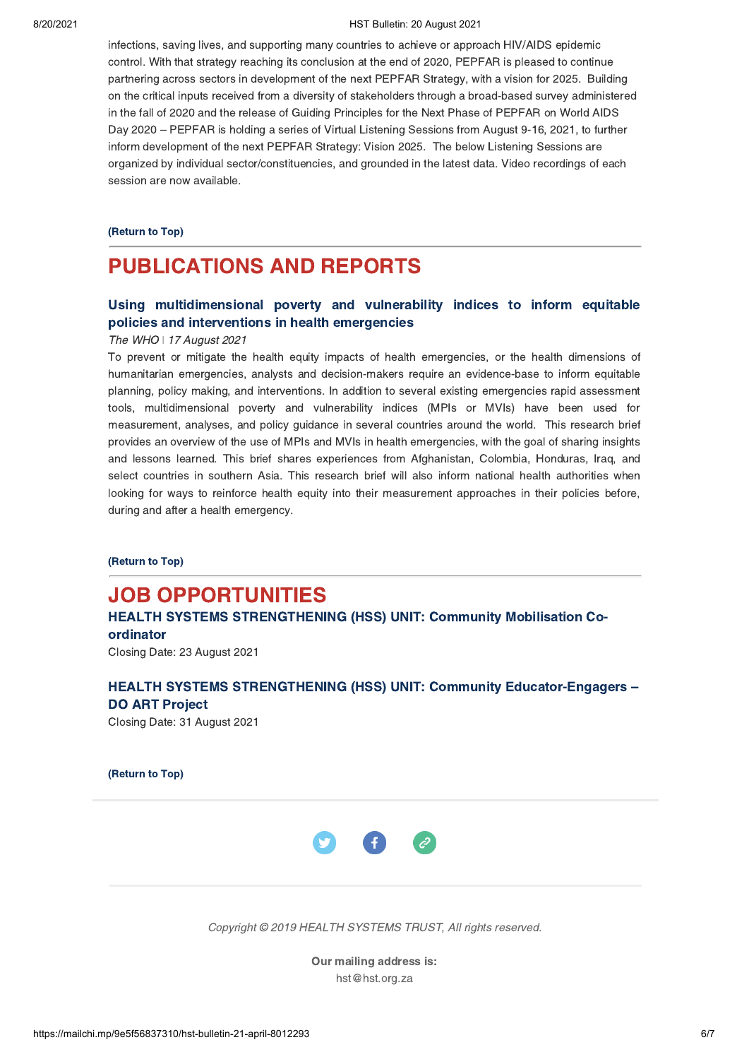infections, saving lives, and supporting many countries to achieve or approach HIV/AIDS epidemic control. With that strategy reaching its conclusion at the end of 2020, PEPFAR is pleased to continue partnering across sectors in development of the next PEPFAR Strategy, with a vision for 2025. Building on the critical inputs received from a diversity of stakeholders through a broad-based survey administered in the fall of 2020 and the release of Guiding Principles for the Next Phase of PEPFAR on World AIDS Day 2020 – PEPFAR is holding a series of Virtual Listening Sessions from August 9-16, 2021, to further inform development of the next PEPFAR Strategy: Vision 2025. The below Listening Sessions are organized by individual sector/constituencies, and grounded in the latest data. Video recordings of each session are now available.

**(Return to Top)**

---

# PUBLICATIONS AND REPORTS

### Using multidimensional poverty and vulnerability indices to inform equitable policies and interventions in health emergencies

*The WHO | 17 August 2021*

To prevent or mitigate the health equity impacts of health emergencies, or the health dimensions of humanitarian emergencies, analysts and decision-makers require an evidence-base to inform equitable planning, policy making, and interventions. In addition to several existing emergencies rapid assessment tools, multidimensional poverty and vulnerability indices (MPIs or MVIs) have been used for measurement, analyses, and policy guidance in several countries around the world. This research brief provides an overview of the use of MPIs and MVIs in health emergencies, with the goal of sharing insights and lessons learned. This brief shares experiences from Afghanistan, Colombia, Honduras, Iraq, and select countries in southern Asia. This research brief will also inform national health authorities when looking for ways to reinforce health equity into their measurement approaches in their policies before, during and after a health emergency.

**(Return to Top)**

---

# JOB OPPORTUNITIES

### HEALTH SYSTEMS STRENGTHENING (HSS) UNIT: Community Mobilisation Co-ordinator

Closing Date: 23 August 2021

### HEALTH SYSTEMS STRENGTHENING (HSS) UNIT: Community Educator-Engagers – DO ART Project

Closing Date: 31 August 2021

**(Return to Top)**

---

*Copyright © 2019 HEALTH SYSTEMS TRUST, All rights reserved.*

**Our mailing address is:**
hst@hst.org.za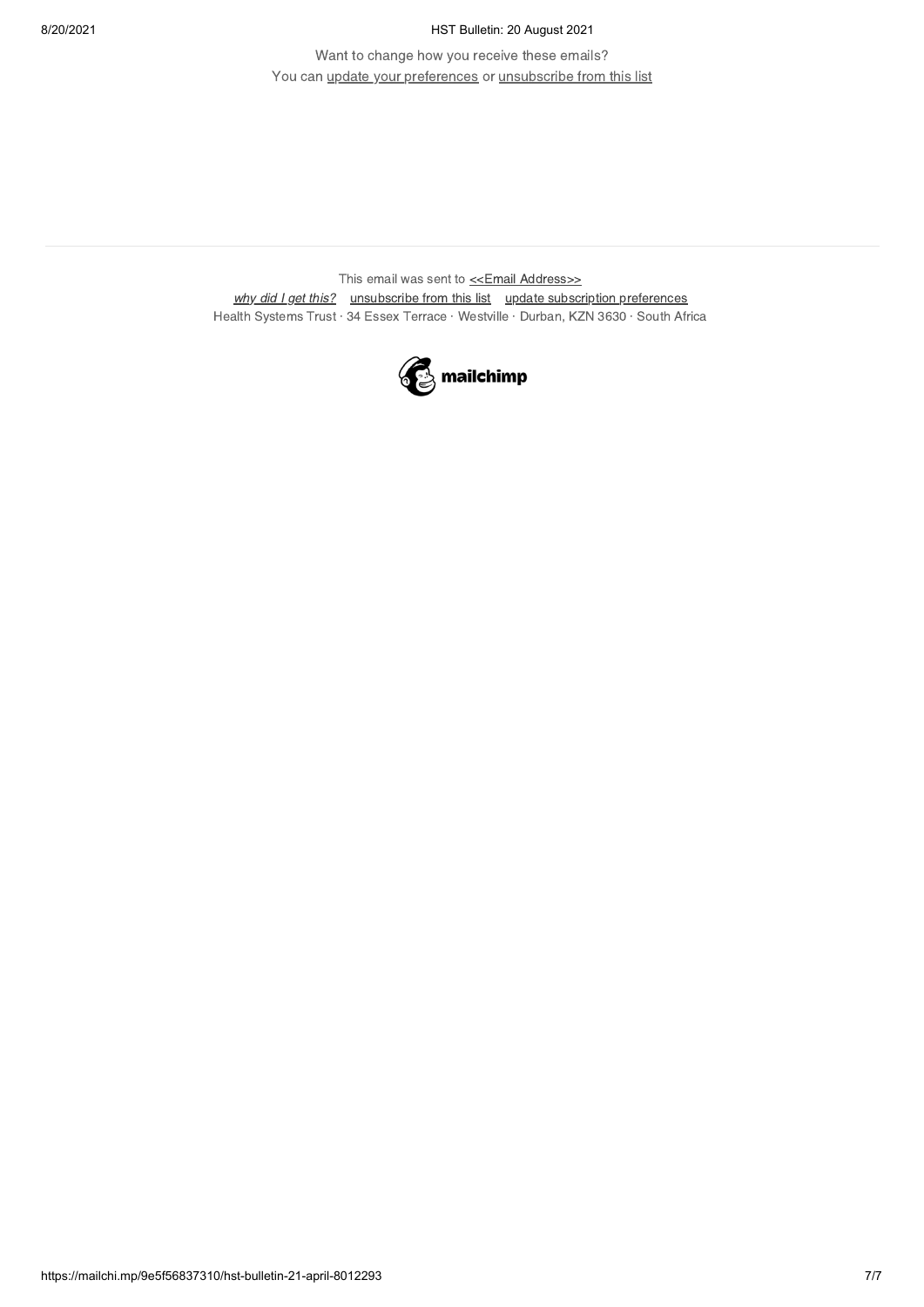Want to change how you receive these emails?
You can update your preferences or unsubscribe from this list

---

This email was sent to <<Email Address>>
*why did I get this?* unsubscribe from this list update subscription preferences
Health Systems Trust · 34 Essex Terrace · Westville · Durban, KZN 3630 · South Africa

mailchimp